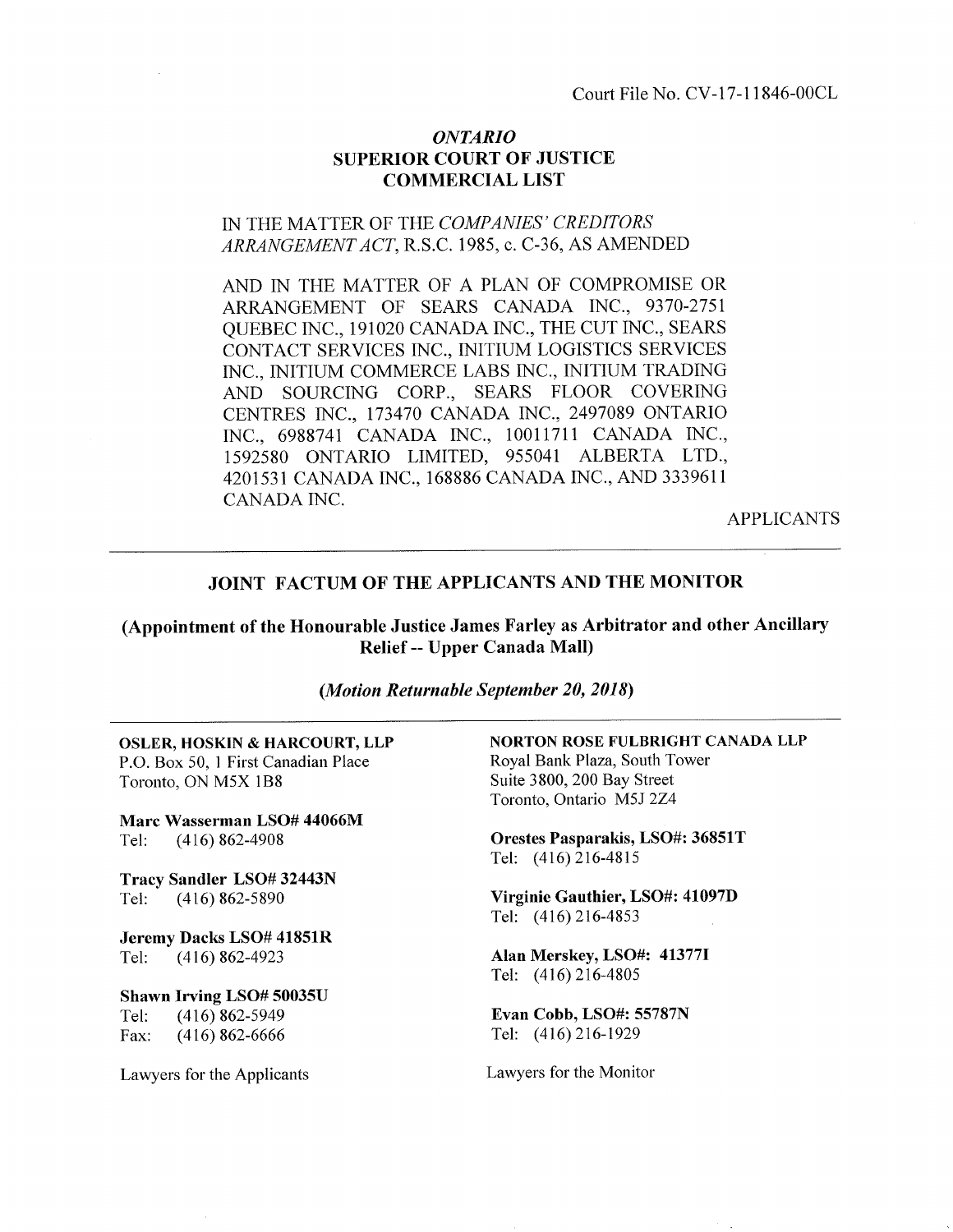Court File No. CV-17-11846-00CL

*ONTARIO*
**SUPERIOR COURT OF JUSTICE**
**COMMERCIAL LIST**

IN THE MATTER OF THE *COMPANIES' CREDITORS ARRANGEMENT ACT*, R.S.C. 1985, c. C-36, AS AMENDED

AND IN THE MATTER OF A PLAN OF COMPROMISE OR ARRANGEMENT OF SEARS CANADA INC., 9370-2751 QUEBEC INC., 191020 CANADA INC., THE CUT INC., SEARS CONTACT SERVICES INC., INITIUM LOGISTICS SERVICES INC., INITIUM COMMERCE LABS INC., INITIUM TRADING AND SOURCING CORP., SEARS FLOOR COVERING CENTRES INC., 173470 CANADA INC., 2497089 ONTARIO INC., 6988741 CANADA INC., 10011711 CANADA INC., 1592580 ONTARIO LIMITED, 955041 ALBERTA LTD., 4201531 CANADA INC., 168886 CANADA INC., AND 3339611 CANADA INC.

APPLICANTS

---

## JOINT FACTUM OF THE APPLICANTS AND THE MONITOR

### (Appointment of the Honourable Justice James Farley as Arbitrator and other Ancillary Relief -- Upper Canada Mall)

***(Motion Returnable September 20, 2018)***

---

**OSLER, HOSKIN & HARCOURT, LLP**
P.O. Box 50, 1 First Canadian Place
Toronto, ON M5X 1B8

**Marc Wasserman LSO# 44066M**
Tel: (416) 862-4908

**Tracy Sandler LSO# 32443N**
Tel: (416) 862-5890

**Jeremy Dacks LSO# 41851R**
Tel: (416) 862-4923

**Shawn Irving LSO# 50035U**
Tel: (416) 862-5949
Fax: (416) 862-6666

Lawyers for the Applicants

**NORTON ROSE FULBRIGHT CANADA LLP**
Royal Bank Plaza, South Tower
Suite 3800, 200 Bay Street
Toronto, Ontario M5J 2Z4

**Orestes Pasparakis, LSO#: 36851T**
Tel: (416) 216-4815

**Virginie Gauthier, LSO#: 41097D**
Tel: (416) 216-4853

**Alan Merskey, LSO#: 41377I**
Tel: (416) 216-4805

**Evan Cobb, LSO#: 55787N**
Tel: (416) 216-1929

Lawyers for the Monitor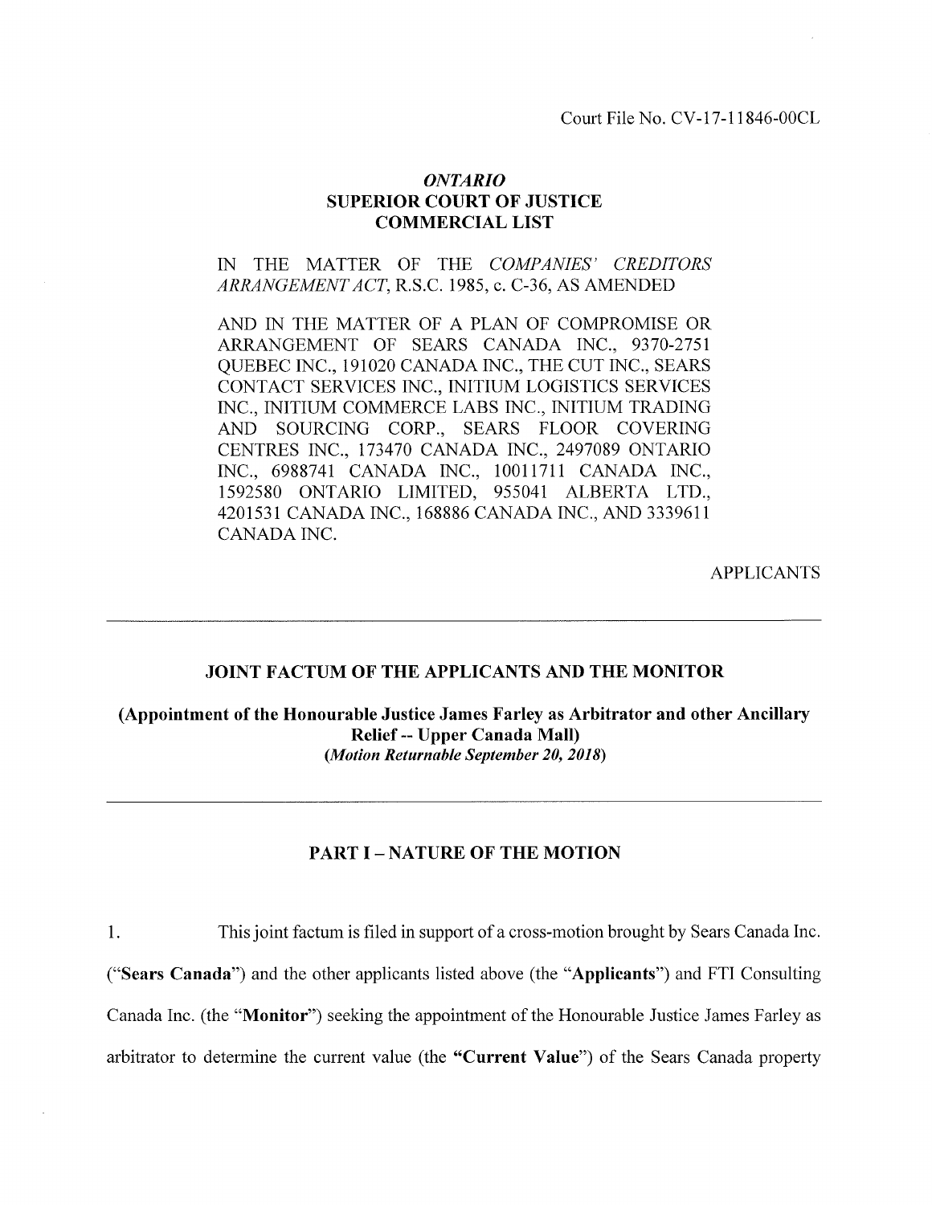Court File No. CV-17-11846-00CL

***ONTARIO***
**SUPERIOR COURT OF JUSTICE**
**COMMERCIAL LIST**

IN THE MATTER OF THE *COMPANIES' CREDITORS ARRANGEMENT ACT*, R.S.C. 1985, c. C-36, AS AMENDED

AND IN THE MATTER OF A PLAN OF COMPROMISE OR ARRANGEMENT OF SEARS CANADA INC., 9370-2751 QUEBEC INC., 191020 CANADA INC., THE CUT INC., SEARS CONTACT SERVICES INC., INITIUM LOGISTICS SERVICES INC., INITIUM COMMERCE LABS INC., INITIUM TRADING AND SOURCING CORP., SEARS FLOOR COVERING CENTRES INC., 173470 CANADA INC., 2497089 ONTARIO INC., 6988741 CANADA INC., 10011711 CANADA INC., 1592580 ONTARIO LIMITED, 955041 ALBERTA LTD., 4201531 CANADA INC., 168886 CANADA INC., AND 3339611 CANADA INC.

APPLICANTS

---

**JOINT FACTUM OF THE APPLICANTS AND THE MONITOR**

**(Appointment of the Honourable Justice James Farley as Arbitrator and other Ancillary Relief -- Upper Canada Mall)**
***(Motion Returnable September 20, 2018)***

---

## PART I – NATURE OF THE MOTION

1. This joint factum is filed in support of a cross-motion brought by Sears Canada Inc. ("**Sears Canada**") and the other applicants listed above (the "**Applicants**") and FTI Consulting Canada Inc. (the "**Monitor**") seeking the appointment of the Honourable Justice James Farley as arbitrator to determine the current value (the **"Current Value"**) of the Sears Canada property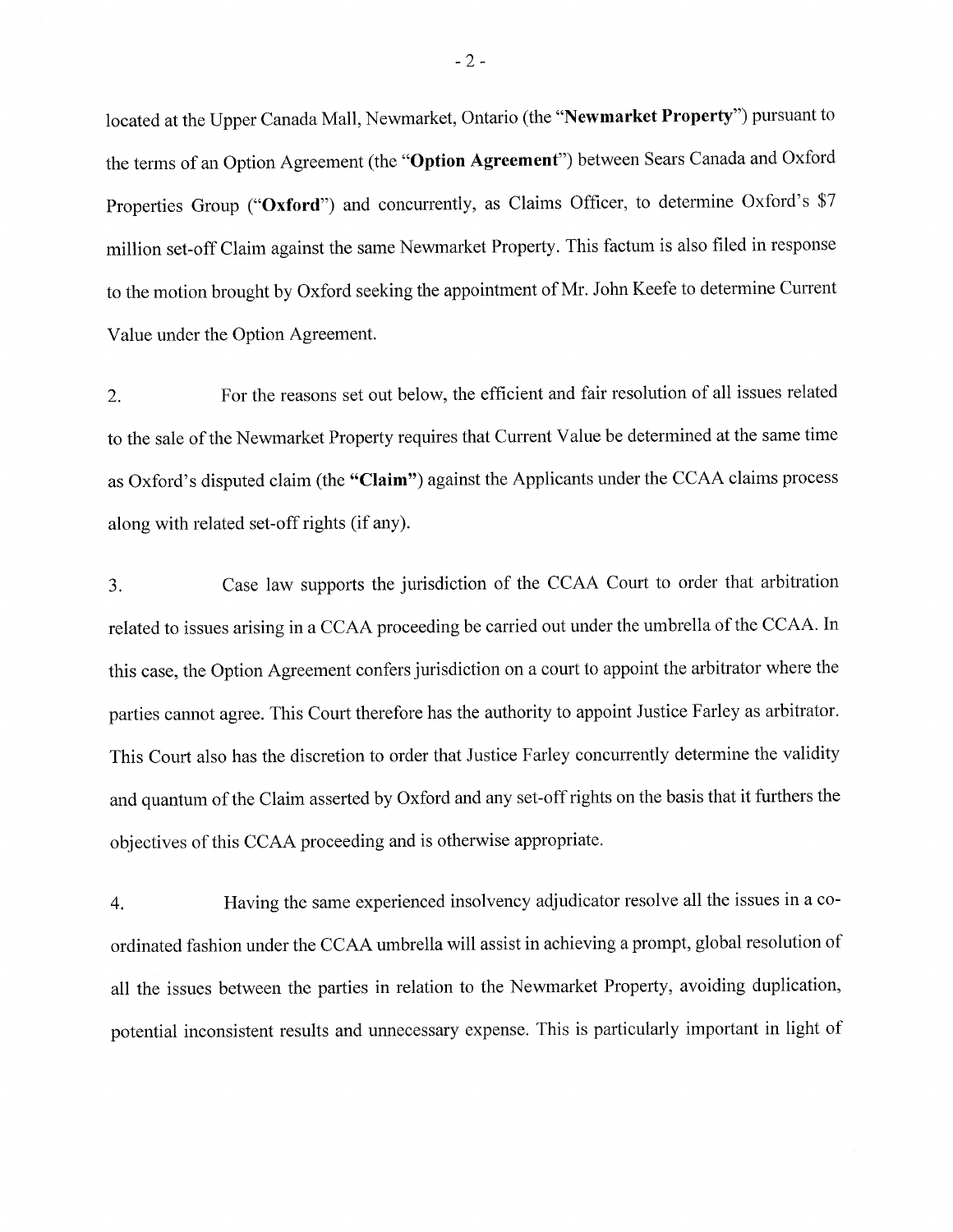located at the Upper Canada Mall, Newmarket, Ontario (the "**Newmarket Property**") pursuant to the terms of an Option Agreement (the "**Option Agreement**") between Sears Canada and Oxford Properties Group ("**Oxford**") and concurrently, as Claims Officer, to determine Oxford's $7 million set-off Claim against the same Newmarket Property. This factum is also filed in response to the motion brought by Oxford seeking the appointment of Mr. John Keefe to determine Current Value under the Option Agreement.

2. For the reasons set out below, the efficient and fair resolution of all issues related to the sale of the Newmarket Property requires that Current Value be determined at the same time as Oxford's disputed claim (the **"Claim"**) against the Applicants under the CCAA claims process along with related set-off rights (if any).

3. Case law supports the jurisdiction of the CCAA Court to order that arbitration related to issues arising in a CCAA proceeding be carried out under the umbrella of the CCAA. In this case, the Option Agreement confers jurisdiction on a court to appoint the arbitrator where the parties cannot agree. This Court therefore has the authority to appoint Justice Farley as arbitrator. This Court also has the discretion to order that Justice Farley concurrently determine the validity and quantum of the Claim asserted by Oxford and any set-off rights on the basis that it furthers the objectives of this CCAA proceeding and is otherwise appropriate.

4. Having the same experienced insolvency adjudicator resolve all the issues in a co-ordinated fashion under the CCAA umbrella will assist in achieving a prompt, global resolution of all the issues between the parties in relation to the Newmarket Property, avoiding duplication, potential inconsistent results and unnecessary expense. This is particularly important in light of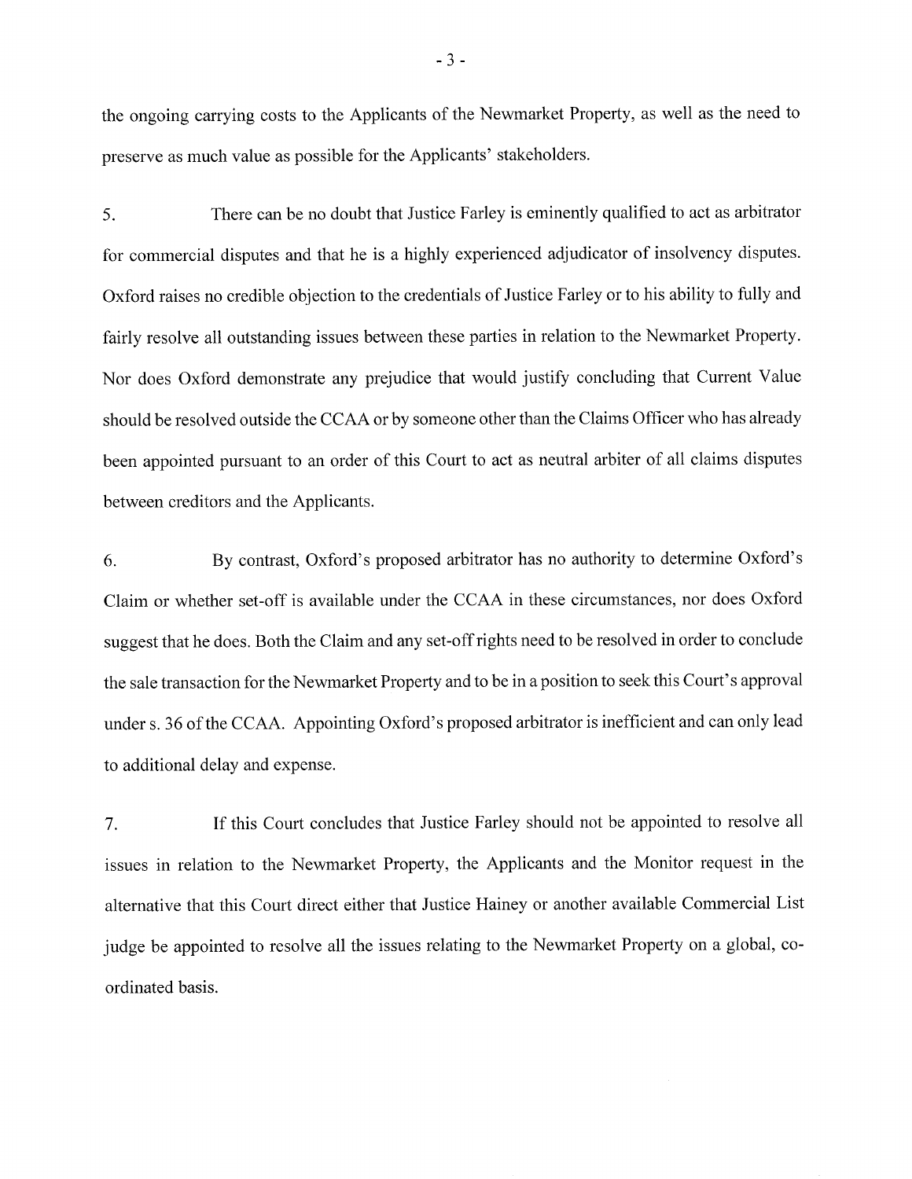the ongoing carrying costs to the Applicants of the Newmarket Property, as well as the need to preserve as much value as possible for the Applicants' stakeholders.

5. There can be no doubt that Justice Farley is eminently qualified to act as arbitrator for commercial disputes and that he is a highly experienced adjudicator of insolvency disputes. Oxford raises no credible objection to the credentials of Justice Farley or to his ability to fully and fairly resolve all outstanding issues between these parties in relation to the Newmarket Property. Nor does Oxford demonstrate any prejudice that would justify concluding that Current Value should be resolved outside the CCAA or by someone other than the Claims Officer who has already been appointed pursuant to an order of this Court to act as neutral arbiter of all claims disputes between creditors and the Applicants.

6. By contrast, Oxford's proposed arbitrator has no authority to determine Oxford's Claim or whether set-off is available under the CCAA in these circumstances, nor does Oxford suggest that he does. Both the Claim and any set-off rights need to be resolved in order to conclude the sale transaction for the Newmarket Property and to be in a position to seek this Court's approval under s. 36 of the CCAA. Appointing Oxford's proposed arbitrator is inefficient and can only lead to additional delay and expense.

7. If this Court concludes that Justice Farley should not be appointed to resolve all issues in relation to the Newmarket Property, the Applicants and the Monitor request in the alternative that this Court direct either that Justice Hainey or another available Commercial List judge be appointed to resolve all the issues relating to the Newmarket Property on a global, co-ordinated basis.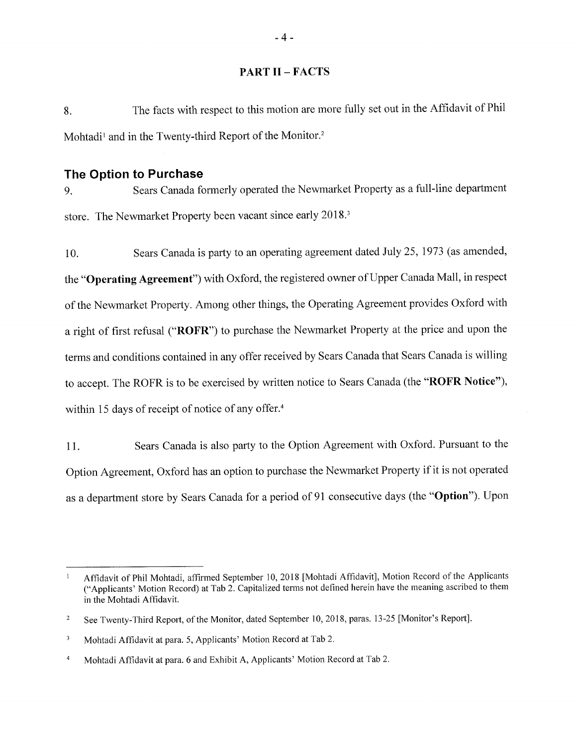## PART II – FACTS

8. The facts with respect to this motion are more fully set out in the Affidavit of Phil Mohtadi[1] and in the Twenty-third Report of the Monitor.[2]

### The Option to Purchase

9. Sears Canada formerly operated the Newmarket Property as a full-line department store. The Newmarket Property been vacant since early 2018.[3]

10. Sears Canada is party to an operating agreement dated July 25, 1973 (as amended, the "**Operating Agreement**") with Oxford, the registered owner of Upper Canada Mall, in respect of the Newmarket Property. Among other things, the Operating Agreement provides Oxford with a right of first refusal ("**ROFR**") to purchase the Newmarket Property at the price and upon the terms and conditions contained in any offer received by Sears Canada that Sears Canada is willing to accept. The ROFR is to be exercised by written notice to Sears Canada (the "**ROFR Notice**"), within 15 days of receipt of notice of any offer.[4]

11. Sears Canada is also party to the Option Agreement with Oxford. Pursuant to the Option Agreement, Oxford has an option to purchase the Newmarket Property if it is not operated as a department store by Sears Canada for a period of 91 consecutive days (the "**Option**"). Upon

---

[1] Affidavit of Phil Mohtadi, affirmed September 10, 2018 [Mohtadi Affidavit], Motion Record of the Applicants ("Applicants' Motion Record) at Tab 2. Capitalized terms not defined herein have the meaning ascribed to them in the Mohtadi Affidavit.

[2] See Twenty-Third Report, of the Monitor, dated September 10, 2018, paras. 13-25 [Monitor's Report].

[3] Mohtadi Affidavit at para. 5, Applicants' Motion Record at Tab 2.

[4] Mohtadi Affidavit at para. 6 and Exhibit A, Applicants' Motion Record at Tab 2.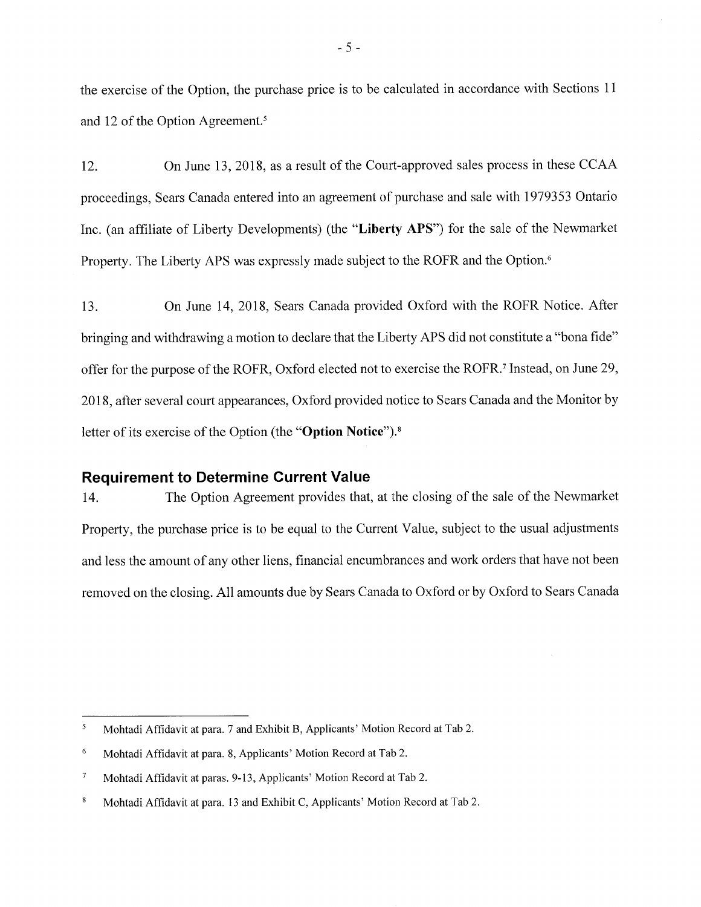the exercise of the Option, the purchase price is to be calculated in accordance with Sections 11 and 12 of the Option Agreement.[5]

12. On June 13, 2018, as a result of the Court-approved sales process in these CCAA proceedings, Sears Canada entered into an agreement of purchase and sale with 1979353 Ontario Inc. (an affiliate of Liberty Developments) (the "**Liberty APS**") for the sale of the Newmarket Property. The Liberty APS was expressly made subject to the ROFR and the Option.[6]

13. On June 14, 2018, Sears Canada provided Oxford with the ROFR Notice. After bringing and withdrawing a motion to declare that the Liberty APS did not constitute a "bona fide" offer for the purpose of the ROFR, Oxford elected not to exercise the ROFR.[7] Instead, on June 29, 2018, after several court appearances, Oxford provided notice to Sears Canada and the Monitor by letter of its exercise of the Option (the "**Option Notice**").[8]

## Requirement to Determine Current Value

14. The Option Agreement provides that, at the closing of the sale of the Newmarket Property, the purchase price is to be equal to the Current Value, subject to the usual adjustments and less the amount of any other liens, financial encumbrances and work orders that have not been removed on the closing. All amounts due by Sears Canada to Oxford or by Oxford to Sears Canada

---

[5] Mohtadi Affidavit at para. 7 and Exhibit B, Applicants' Motion Record at Tab 2.

[6] Mohtadi Affidavit at para. 8, Applicants' Motion Record at Tab 2.

[7] Mohtadi Affidavit at paras. 9-13, Applicants' Motion Record at Tab 2.

[8] Mohtadi Affidavit at para. 13 and Exhibit C, Applicants' Motion Record at Tab 2.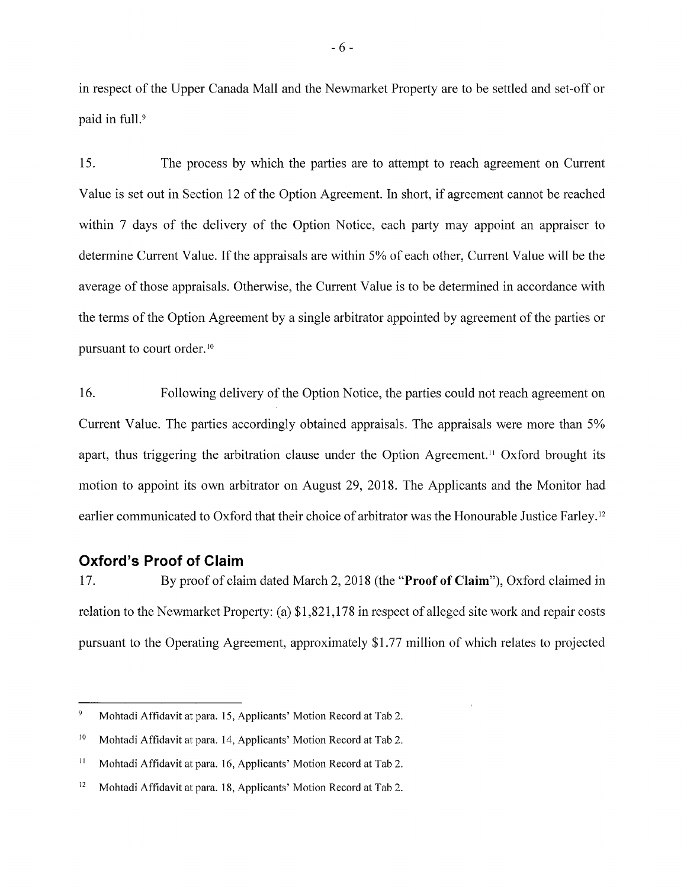in respect of the Upper Canada Mall and the Newmarket Property are to be settled and set-off or paid in full.[9]

15. The process by which the parties are to attempt to reach agreement on Current Value is set out in Section 12 of the Option Agreement. In short, if agreement cannot be reached within 7 days of the delivery of the Option Notice, each party may appoint an appraiser to determine Current Value. If the appraisals are within 5% of each other, Current Value will be the average of those appraisals. Otherwise, the Current Value is to be determined in accordance with the terms of the Option Agreement by a single arbitrator appointed by agreement of the parties or pursuant to court order.[10]

16. Following delivery of the Option Notice, the parties could not reach agreement on Current Value. The parties accordingly obtained appraisals. The appraisals were more than 5% apart, thus triggering the arbitration clause under the Option Agreement.[11] Oxford brought its motion to appoint its own arbitrator on August 29, 2018. The Applicants and the Monitor had earlier communicated to Oxford that their choice of arbitrator was the Honourable Justice Farley.[12]

## Oxford's Proof of Claim

17. By proof of claim dated March 2, 2018 (the "**Proof of Claim**"), Oxford claimed in relation to the Newmarket Property: (a) $1,821,178 in respect of alleged site work and repair costs pursuant to the Operating Agreement, approximately $1.77 million of which relates to projected

---

[9] Mohtadi Affidavit at para. 15, Applicants' Motion Record at Tab 2.

[10] Mohtadi Affidavit at para. 14, Applicants' Motion Record at Tab 2.

[11] Mohtadi Affidavit at para. 16, Applicants' Motion Record at Tab 2.

[12] Mohtadi Affidavit at para. 18, Applicants' Motion Record at Tab 2.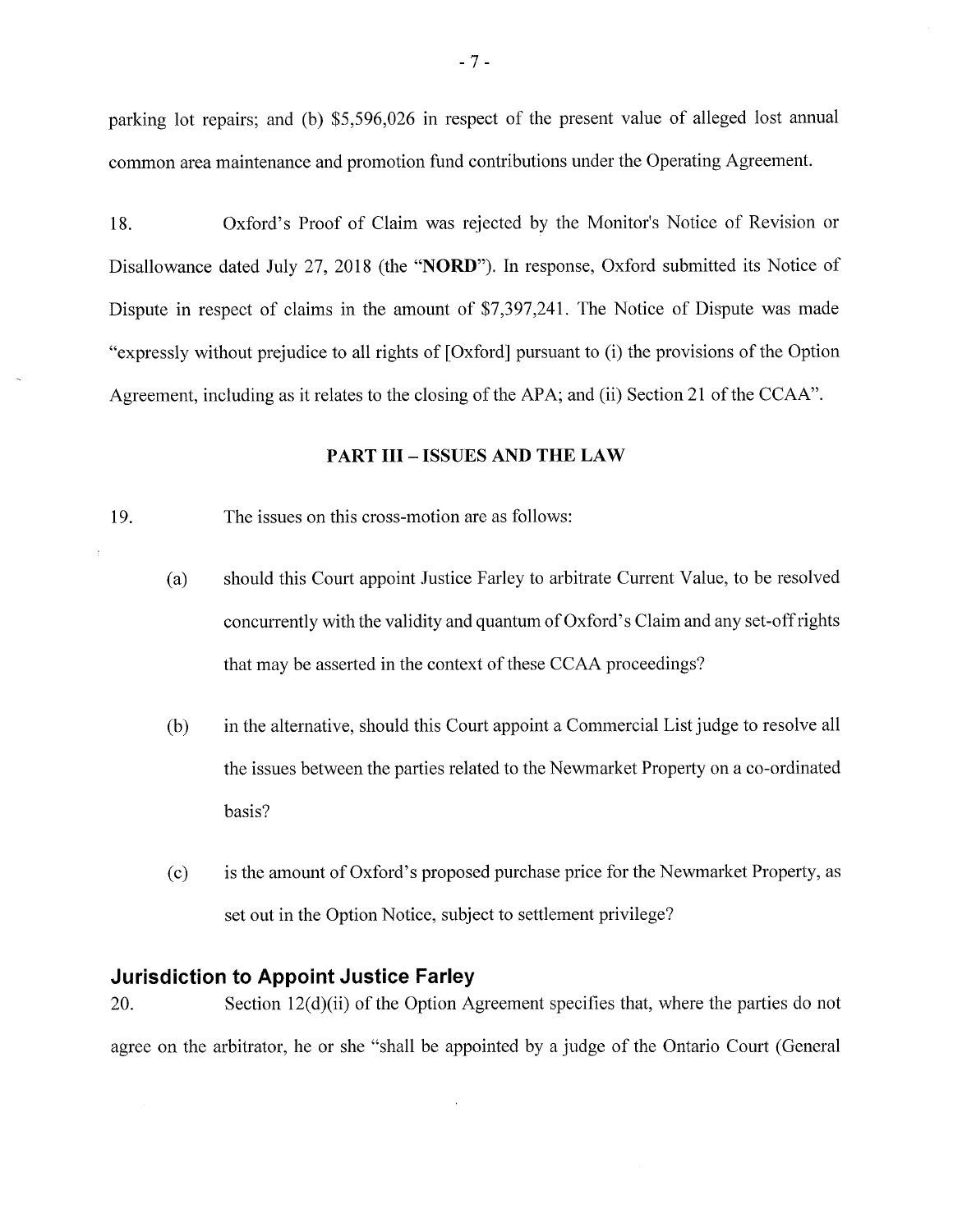parking lot repairs; and (b) $5,596,026 in respect of the present value of alleged lost annual common area maintenance and promotion fund contributions under the Operating Agreement.

18. Oxford's Proof of Claim was rejected by the Monitor's Notice of Revision or Disallowance dated July 27, 2018 (the "**NORD**"). In response, Oxford submitted its Notice of Dispute in respect of claims in the amount of $7,397,241. The Notice of Dispute was made "expressly without prejudice to all rights of [Oxford] pursuant to (i) the provisions of the Option Agreement, including as it relates to the closing of the APA; and (ii) Section 21 of the CCAA".

## PART III – ISSUES AND THE LAW

19. The issues on this cross-motion are as follows:

(a) should this Court appoint Justice Farley to arbitrate Current Value, to be resolved concurrently with the validity and quantum of Oxford's Claim and any set-off rights that may be asserted in the context of these CCAA proceedings?

(b) in the alternative, should this Court appoint a Commercial List judge to resolve all the issues between the parties related to the Newmarket Property on a co-ordinated basis?

(c) is the amount of Oxford's proposed purchase price for the Newmarket Property, as set out in the Option Notice, subject to settlement privilege?

### Jurisdiction to Appoint Justice Farley

20. Section 12(d)(ii) of the Option Agreement specifies that, where the parties do not agree on the arbitrator, he or she "shall be appointed by a judge of the Ontario Court (General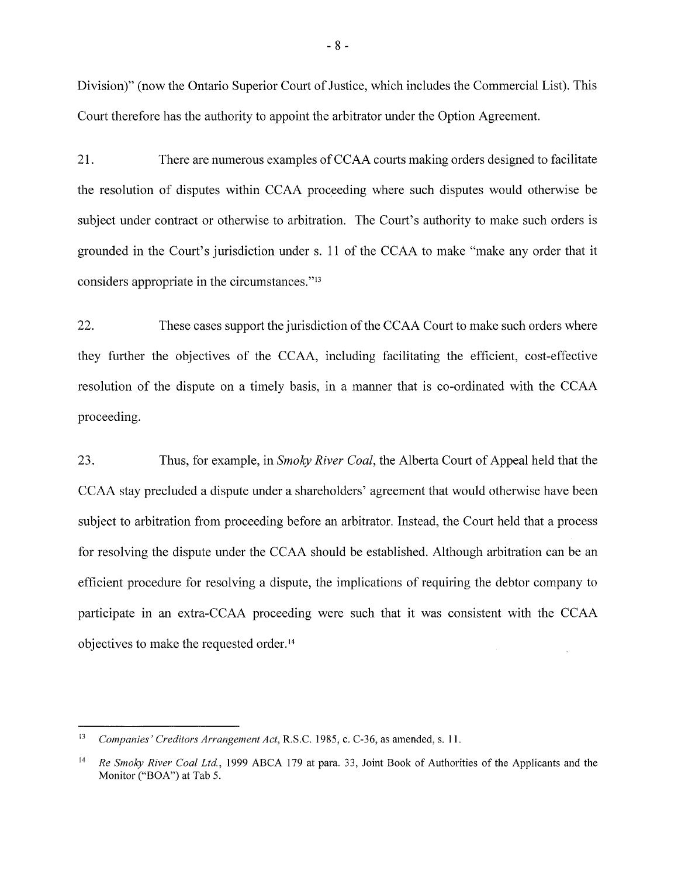Division)" (now the Ontario Superior Court of Justice, which includes the Commercial List). This Court therefore has the authority to appoint the arbitrator under the Option Agreement.

21. There are numerous examples of CCAA courts making orders designed to facilitate the resolution of disputes within CCAA proceeding where such disputes would otherwise be subject under contract or otherwise to arbitration. The Court's authority to make such orders is grounded in the Court's jurisdiction under s. 11 of the CCAA to make "make any order that it considers appropriate in the circumstances."[13]

22. These cases support the jurisdiction of the CCAA Court to make such orders where they further the objectives of the CCAA, including facilitating the efficient, cost-effective resolution of the dispute on a timely basis, in a manner that is co-ordinated with the CCAA proceeding.

23. Thus, for example, in *Smoky River Coal*, the Alberta Court of Appeal held that the CCAA stay precluded a dispute under a shareholders' agreement that would otherwise have been subject to arbitration from proceeding before an arbitrator. Instead, the Court held that a process for resolving the dispute under the CCAA should be established. Although arbitration can be an efficient procedure for resolving a dispute, the implications of requiring the debtor company to participate in an extra-CCAA proceeding were such that it was consistent with the CCAA objectives to make the requested order.[14]

---

[13] *Companies' Creditors Arrangement Act*, R.S.C. 1985, c. C-36, as amended, s. 11.

[14] *Re Smoky River Coal Ltd.*, 1999 ABCA 179 at para. 33, Joint Book of Authorities of the Applicants and the Monitor ("BOA") at Tab 5.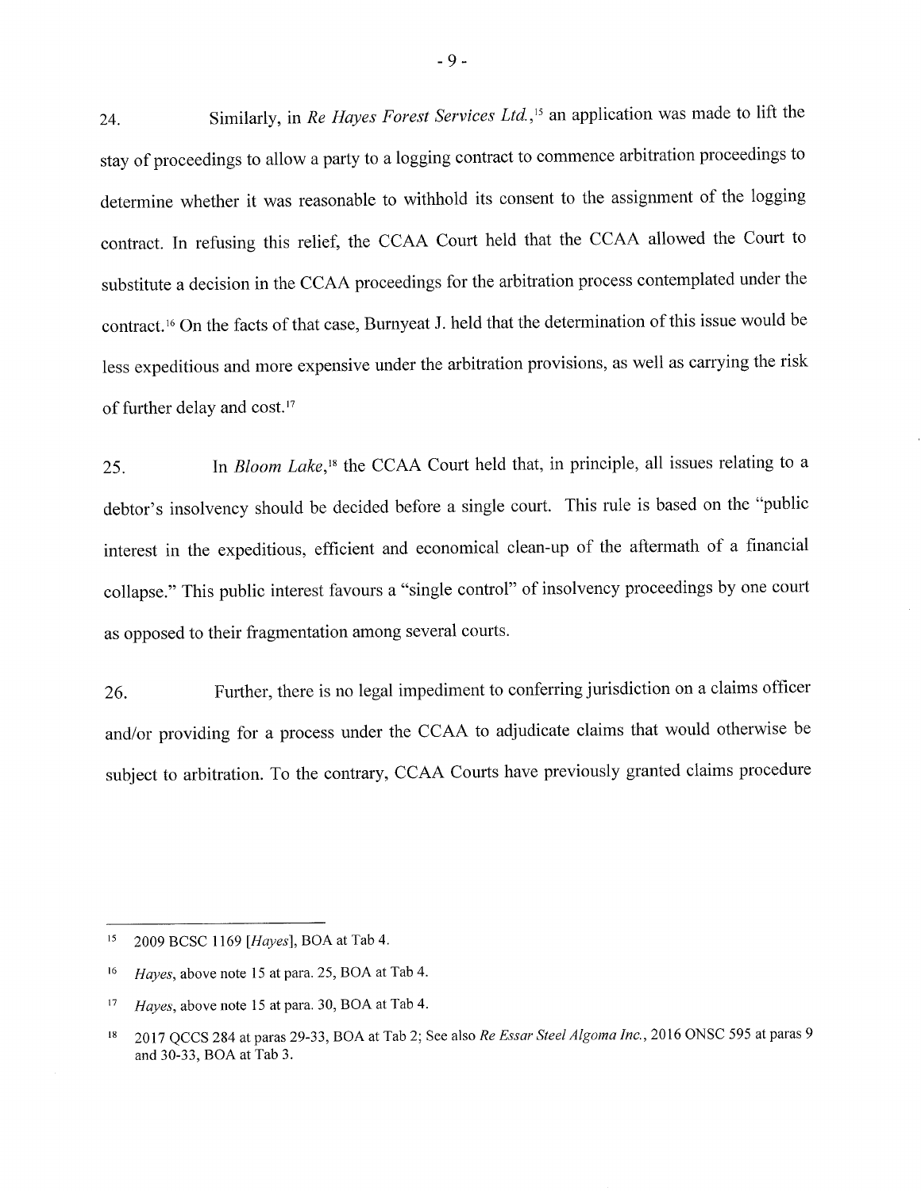24. Similarly, in *Re Hayes Forest Services Ltd.*,[15] an application was made to lift the stay of proceedings to allow a party to a logging contract to commence arbitration proceedings to determine whether it was reasonable to withhold its consent to the assignment of the logging contract. In refusing this relief, the CCAA Court held that the CCAA allowed the Court to substitute a decision in the CCAA proceedings for the arbitration process contemplated under the contract.[16] On the facts of that case, Burnyeat J. held that the determination of this issue would be less expeditious and more expensive under the arbitration provisions, as well as carrying the risk of further delay and cost.[17]

25. In *Bloom Lake*,[18] the CCAA Court held that, in principle, all issues relating to a debtor's insolvency should be decided before a single court. This rule is based on the "public interest in the expeditious, efficient and economical clean-up of the aftermath of a financial collapse." This public interest favours a "single control" of insolvency proceedings by one court as opposed to their fragmentation among several courts.

26. Further, there is no legal impediment to conferring jurisdiction on a claims officer and/or providing for a process under the CCAA to adjudicate claims that would otherwise be subject to arbitration. To the contrary, CCAA Courts have previously granted claims procedure

---

[15] 2009 BCSC 1169 [*Hayes*], BOA at Tab 4.

[16] *Hayes*, above note 15 at para. 25, BOA at Tab 4.

[17] *Hayes*, above note 15 at para. 30, BOA at Tab 4.

[18] 2017 QCCS 284 at paras 29-33, BOA at Tab 2; See also *Re Essar Steel Algoma Inc.*, 2016 ONSC 595 at paras 9 and 30-33, BOA at Tab 3.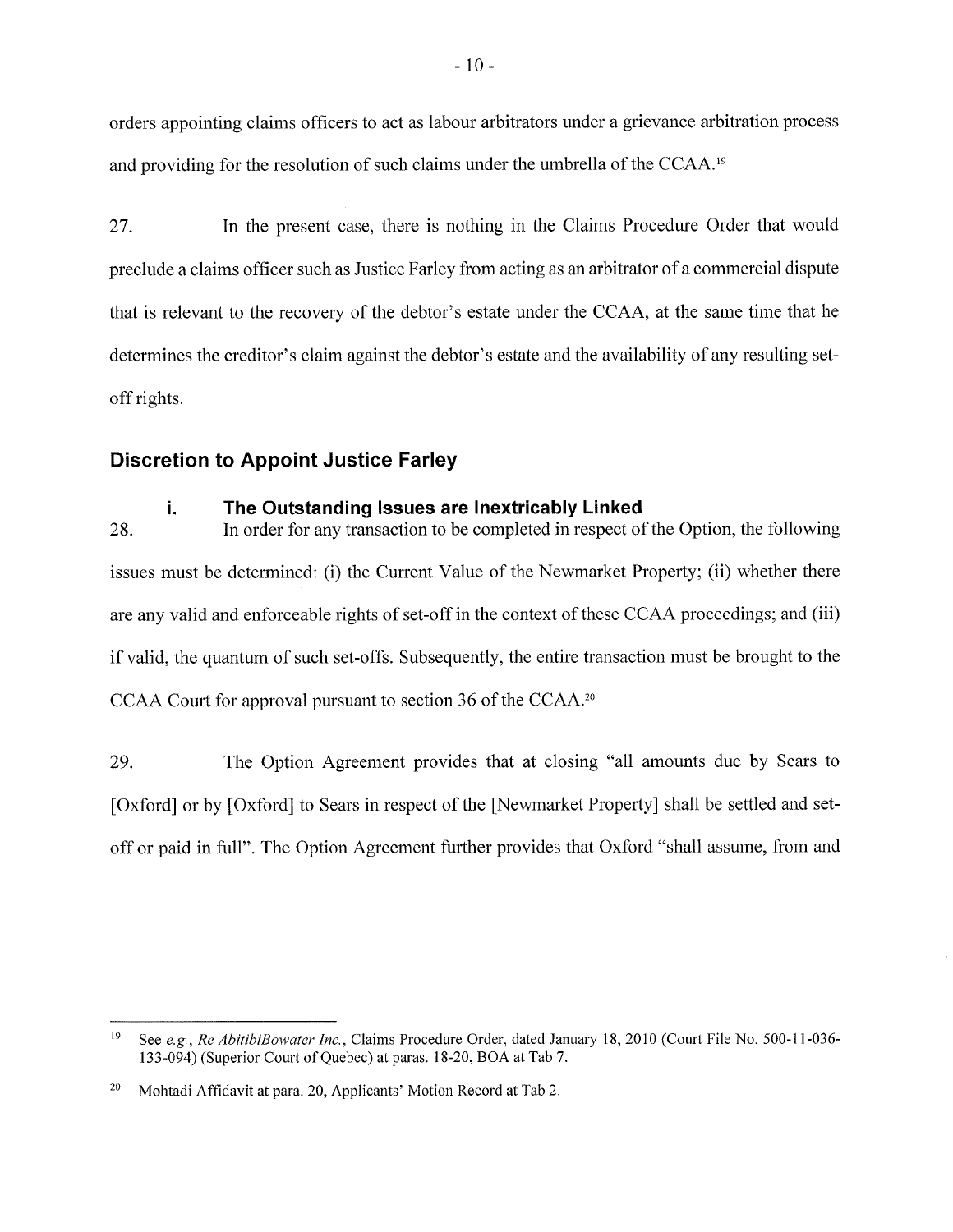orders appointing claims officers to act as labour arbitrators under a grievance arbitration process and providing for the resolution of such claims under the umbrella of the CCAA.[19]

27. In the present case, there is nothing in the Claims Procedure Order that would preclude a claims officer such as Justice Farley from acting as an arbitrator of a commercial dispute that is relevant to the recovery of the debtor's estate under the CCAA, at the same time that he determines the creditor's claim against the debtor's estate and the availability of any resulting set-off rights.

## Discretion to Appoint Justice Farley

### i. The Outstanding Issues are Inextricably Linked

28. In order for any transaction to be completed in respect of the Option, the following issues must be determined: (i) the Current Value of the Newmarket Property; (ii) whether there are any valid and enforceable rights of set-off in the context of these CCAA proceedings; and (iii) if valid, the quantum of such set-offs. Subsequently, the entire transaction must be brought to the CCAA Court for approval pursuant to section 36 of the CCAA.[20]

29. The Option Agreement provides that at closing "all amounts due by Sears to [Oxford] or by [Oxford] to Sears in respect of the [Newmarket Property] shall be settled and set-off or paid in full". The Option Agreement further provides that Oxford "shall assume, from and

---

[19] See *e.g.*, *Re AbitibiBowater Inc.*, Claims Procedure Order, dated January 18, 2010 (Court File No. 500-11-036-133-094) (Superior Court of Quebec) at paras. 18-20, BOA at Tab 7.

[20] Mohtadi Affidavit at para. 20, Applicants' Motion Record at Tab 2.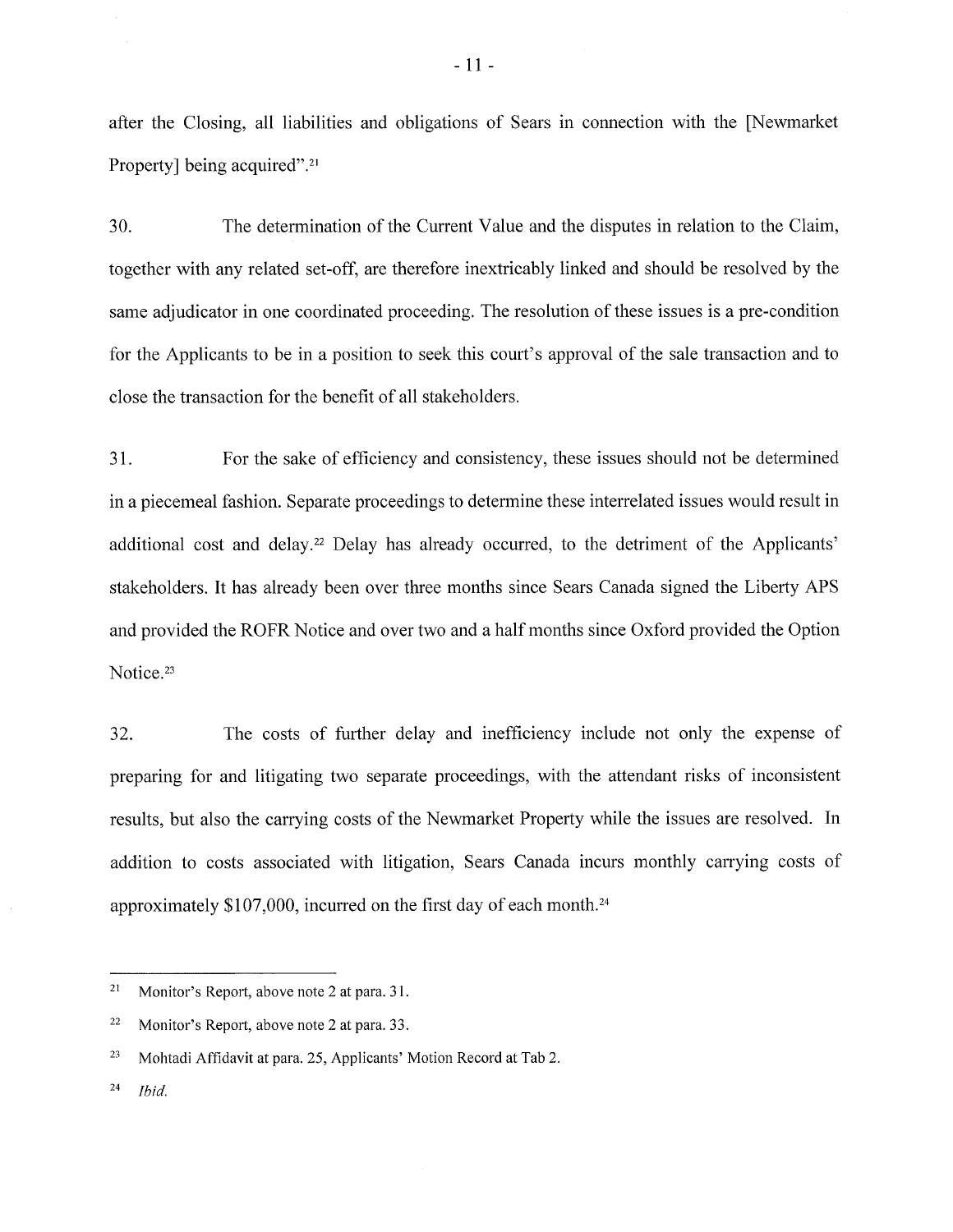after the Closing, all liabilities and obligations of Sears in connection with the [Newmarket Property] being acquired".[21]

30. The determination of the Current Value and the disputes in relation to the Claim, together with any related set-off, are therefore inextricably linked and should be resolved by the same adjudicator in one coordinated proceeding. The resolution of these issues is a pre-condition for the Applicants to be in a position to seek this court's approval of the sale transaction and to close the transaction for the benefit of all stakeholders.

31. For the sake of efficiency and consistency, these issues should not be determined in a piecemeal fashion. Separate proceedings to determine these interrelated issues would result in additional cost and delay.[22] Delay has already occurred, to the detriment of the Applicants' stakeholders. It has already been over three months since Sears Canada signed the Liberty APS and provided the ROFR Notice and over two and a half months since Oxford provided the Option Notice.[23]

32. The costs of further delay and inefficiency include not only the expense of preparing for and litigating two separate proceedings, with the attendant risks of inconsistent results, but also the carrying costs of the Newmarket Property while the issues are resolved. In addition to costs associated with litigation, Sears Canada incurs monthly carrying costs of approximately $107,000, incurred on the first day of each month.[24]

---

[21] Monitor's Report, above note 2 at para. 31.

[22] Monitor's Report, above note 2 at para. 33.

[23] Mohtadi Affidavit at para. 25, Applicants' Motion Record at Tab 2.

[24] *Ibid.*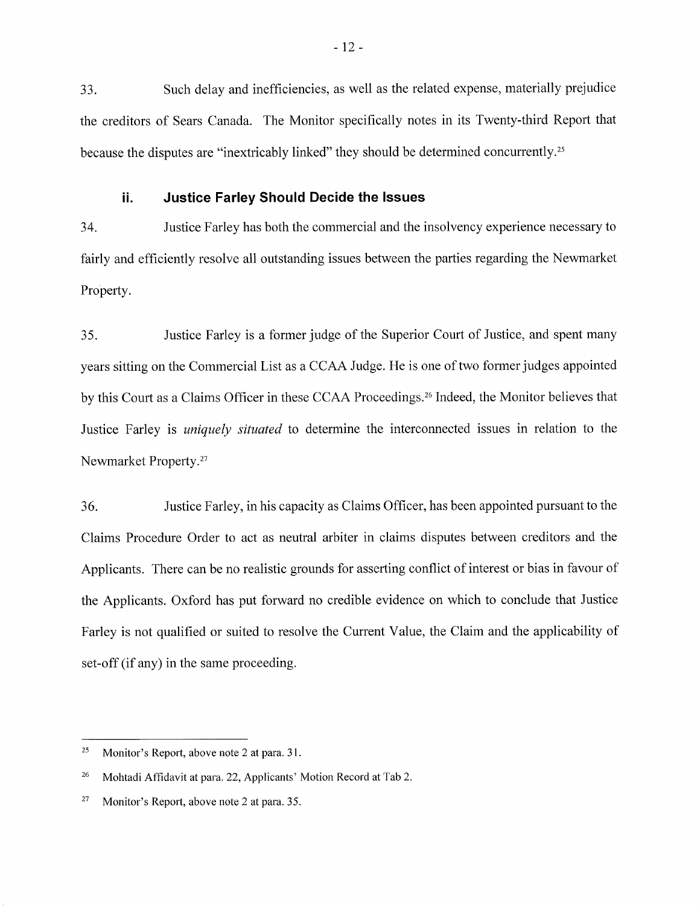33. Such delay and inefficiencies, as well as the related expense, materially prejudice the creditors of Sears Canada. The Monitor specifically notes in its Twenty-third Report that because the disputes are "inextricably linked" they should be determined concurrently.[25]

### ii. Justice Farley Should Decide the Issues

34. Justice Farley has both the commercial and the insolvency experience necessary to fairly and efficiently resolve all outstanding issues between the parties regarding the Newmarket Property.

35. Justice Farley is a former judge of the Superior Court of Justice, and spent many years sitting on the Commercial List as a CCAA Judge. He is one of two former judges appointed by this Court as a Claims Officer in these CCAA Proceedings.[26] Indeed, the Monitor believes that Justice Farley is *uniquely situated* to determine the interconnected issues in relation to the Newmarket Property.[27]

36. Justice Farley, in his capacity as Claims Officer, has been appointed pursuant to the Claims Procedure Order to act as neutral arbiter in claims disputes between creditors and the Applicants. There can be no realistic grounds for asserting conflict of interest or bias in favour of the Applicants. Oxford has put forward no credible evidence on which to conclude that Justice Farley is not qualified or suited to resolve the Current Value, the Claim and the applicability of set-off (if any) in the same proceeding.

---

[25] Monitor's Report, above note 2 at para. 31.

[26] Mohtadi Affidavit at para. 22, Applicants' Motion Record at Tab 2.

[27] Monitor's Report, above note 2 at para. 35.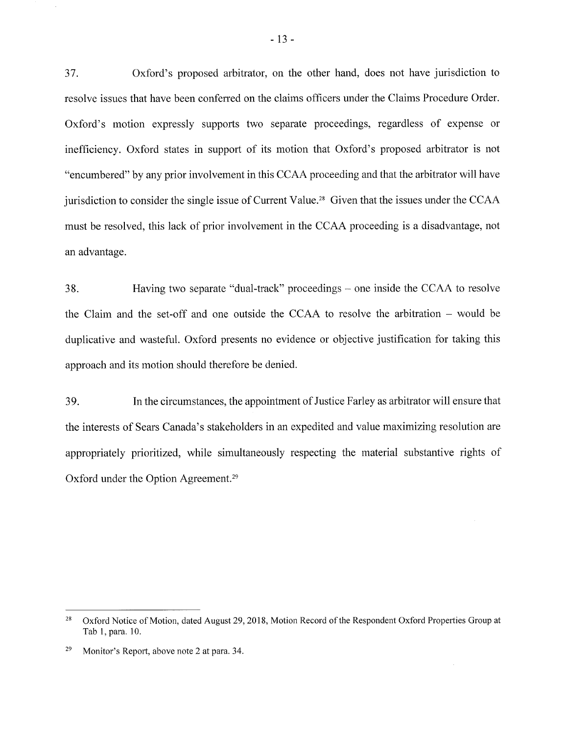37. Oxford's proposed arbitrator, on the other hand, does not have jurisdiction to resolve issues that have been conferred on the claims officers under the Claims Procedure Order. Oxford's motion expressly supports two separate proceedings, regardless of expense or inefficiency. Oxford states in support of its motion that Oxford's proposed arbitrator is not "encumbered" by any prior involvement in this CCAA proceeding and that the arbitrator will have jurisdiction to consider the single issue of Current Value.[28] Given that the issues under the CCAA must be resolved, this lack of prior involvement in the CCAA proceeding is a disadvantage, not an advantage.

38. Having two separate "dual-track" proceedings – one inside the CCAA to resolve the Claim and the set-off and one outside the CCAA to resolve the arbitration – would be duplicative and wasteful. Oxford presents no evidence or objective justification for taking this approach and its motion should therefore be denied.

39. In the circumstances, the appointment of Justice Farley as arbitrator will ensure that the interests of Sears Canada's stakeholders in an expedited and value maximizing resolution are appropriately prioritized, while simultaneously respecting the material substantive rights of Oxford under the Option Agreement.[29]

---

[28] Oxford Notice of Motion, dated August 29, 2018, Motion Record of the Respondent Oxford Properties Group at Tab 1, para. 10.

[29] Monitor's Report, above note 2 at para. 34.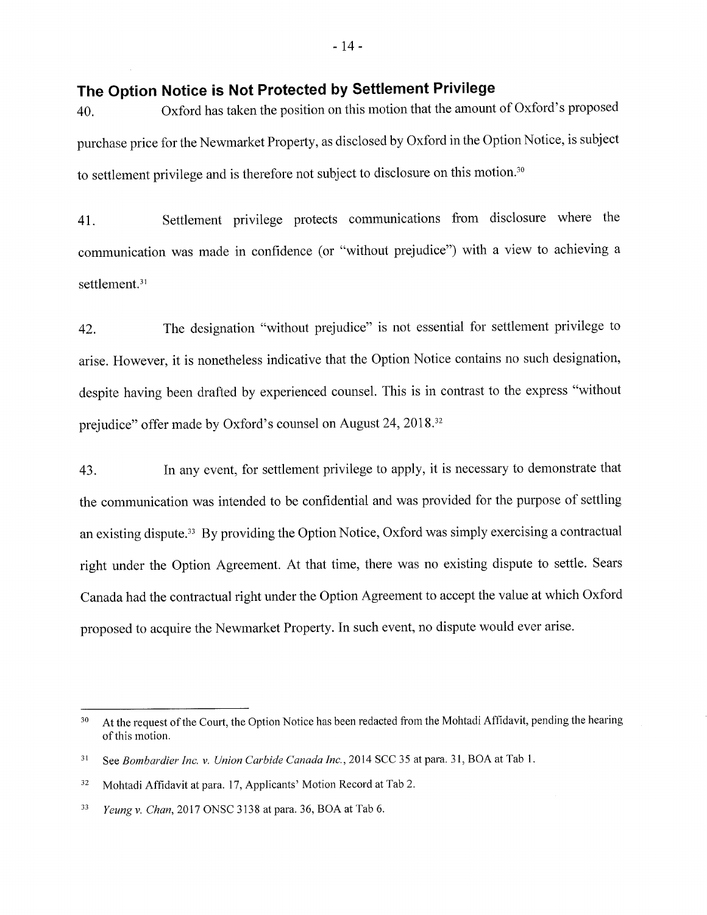## The Option Notice is Not Protected by Settlement Privilege

40. Oxford has taken the position on this motion that the amount of Oxford's proposed purchase price for the Newmarket Property, as disclosed by Oxford in the Option Notice, is subject to settlement privilege and is therefore not subject to disclosure on this motion.[30]

41. Settlement privilege protects communications from disclosure where the communication was made in confidence (or "without prejudice") with a view to achieving a settlement.[31]

42. The designation "without prejudice" is not essential for settlement privilege to arise. However, it is nonetheless indicative that the Option Notice contains no such designation, despite having been drafted by experienced counsel. This is in contrast to the express "without prejudice" offer made by Oxford's counsel on August 24, 2018.[32]

43. In any event, for settlement privilege to apply, it is necessary to demonstrate that the communication was intended to be confidential and was provided for the purpose of settling an existing dispute.[33] By providing the Option Notice, Oxford was simply exercising a contractual right under the Option Agreement. At that time, there was no existing dispute to settle. Sears Canada had the contractual right under the Option Agreement to accept the value at which Oxford proposed to acquire the Newmarket Property. In such event, no dispute would ever arise.

---

[30] At the request of the Court, the Option Notice has been redacted from the Mohtadi Affidavit, pending the hearing of this motion.

[31] See *Bombardier Inc. v. Union Carbide Canada Inc.*, 2014 SCC 35 at para. 31, BOA at Tab 1.

[32] Mohtadi Affidavit at para. 17, Applicants' Motion Record at Tab 2.

[33] *Yeung v. Chan*, 2017 ONSC 3138 at para. 36, BOA at Tab 6.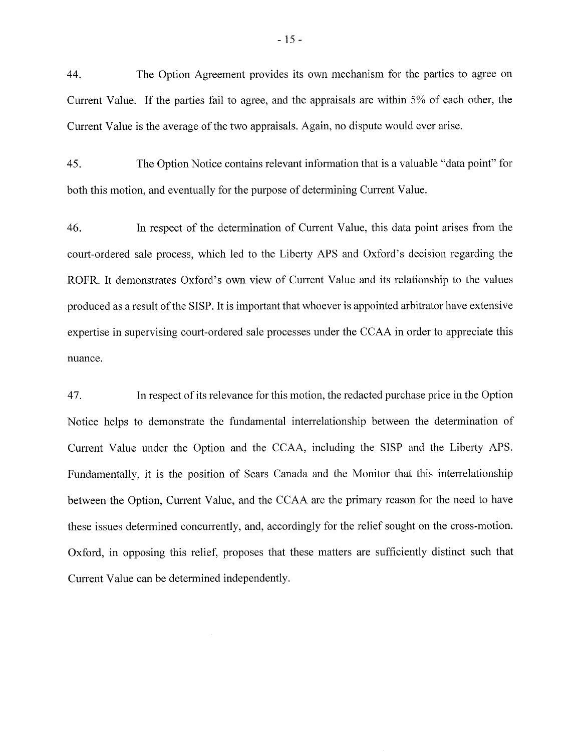44. The Option Agreement provides its own mechanism for the parties to agree on Current Value. If the parties fail to agree, and the appraisals are within 5% of each other, the Current Value is the average of the two appraisals. Again, no dispute would ever arise.

45. The Option Notice contains relevant information that is a valuable "data point" for both this motion, and eventually for the purpose of determining Current Value.

46. In respect of the determination of Current Value, this data point arises from the court-ordered sale process, which led to the Liberty APS and Oxford's decision regarding the ROFR. It demonstrates Oxford's own view of Current Value and its relationship to the values produced as a result of the SISP. It is important that whoever is appointed arbitrator have extensive expertise in supervising court-ordered sale processes under the CCAA in order to appreciate this nuance.

47. In respect of its relevance for this motion, the redacted purchase price in the Option Notice helps to demonstrate the fundamental interrelationship between the determination of Current Value under the Option and the CCAA, including the SISP and the Liberty APS. Fundamentally, it is the position of Sears Canada and the Monitor that this interrelationship between the Option, Current Value, and the CCAA are the primary reason for the need to have these issues determined concurrently, and, accordingly for the relief sought on the cross-motion. Oxford, in opposing this relief, proposes that these matters are sufficiently distinct such that Current Value can be determined independently.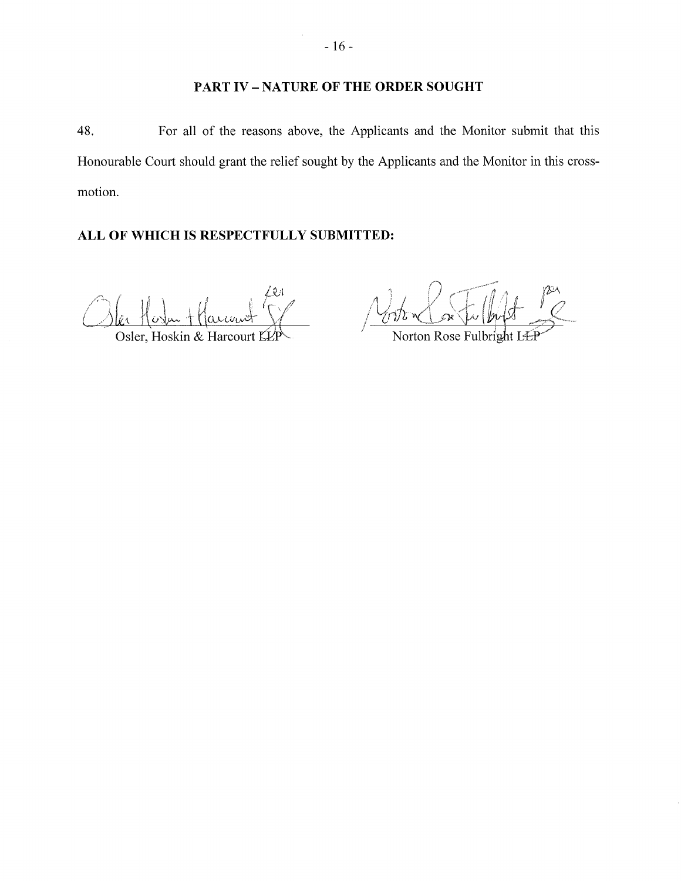## PART IV – NATURE OF THE ORDER SOUGHT

48. For all of the reasons above, the Applicants and the Monitor submit that this Honourable Court should grant the relief sought by the Applicants and the Monitor in this cross-motion.

**ALL OF WHICH IS RESPECTFULLY SUBMITTED:**

Osler, Hoskin & Harcourt LLP

Norton Rose Fulbright LLP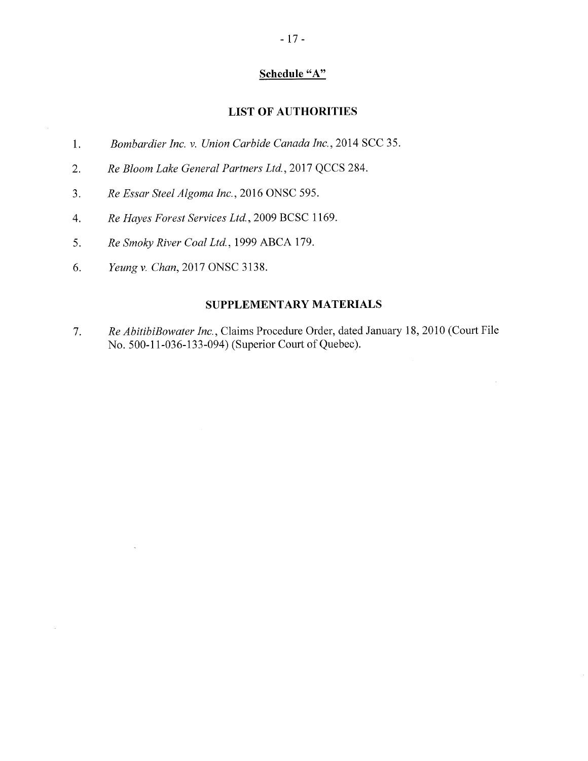## Schedule "A"

### LIST OF AUTHORITIES

1. *Bombardier Inc. v. Union Carbide Canada Inc.*, 2014 SCC 35.
2. *Re Bloom Lake General Partners Ltd.*, 2017 QCCS 284.
3. *Re Essar Steel Algoma Inc.*, 2016 ONSC 595.
4. *Re Hayes Forest Services Ltd.*, 2009 BCSC 1169.
5. *Re Smoky River Coal Ltd.*, 1999 ABCA 179.
6. *Yeung v. Chan*, 2017 ONSC 3138.

### SUPPLEMENTARY MATERIALS

7. *Re AbitibiBowater Inc.*, Claims Procedure Order, dated January 18, 2010 (Court File No. 500-11-036-133-094) (Superior Court of Quebec).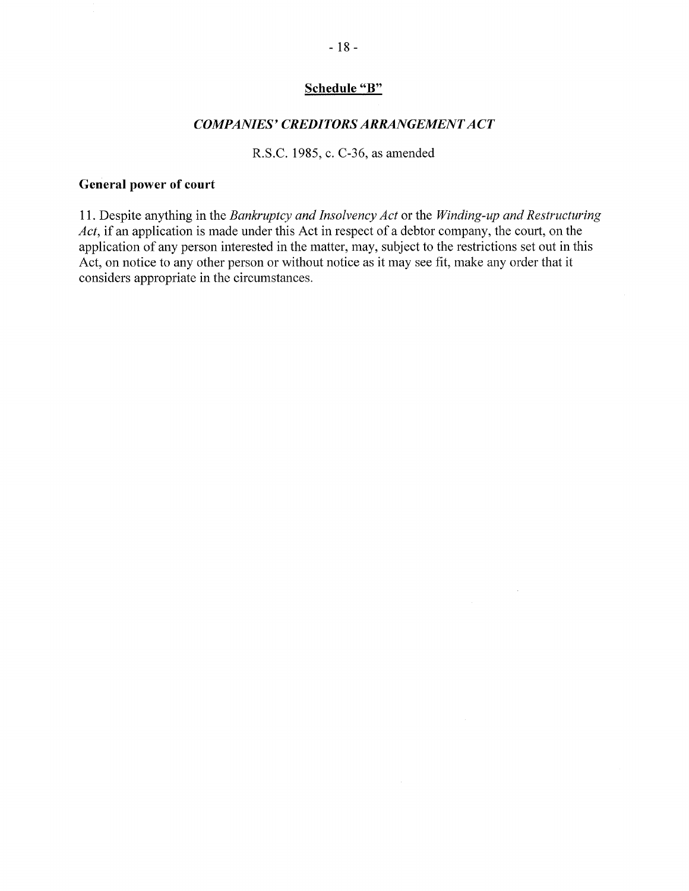## Schedule "B"

### *COMPANIES' CREDITORS ARRANGEMENT ACT*

R.S.C. 1985, c. C-36, as amended

**General power of court**

11. Despite anything in the *Bankruptcy and Insolvency Act* or the *Winding-up and Restructuring Act*, if an application is made under this Act in respect of a debtor company, the court, on the application of any person interested in the matter, may, subject to the restrictions set out in this Act, on notice to any other person or without notice as it may see fit, make any order that it considers appropriate in the circumstances.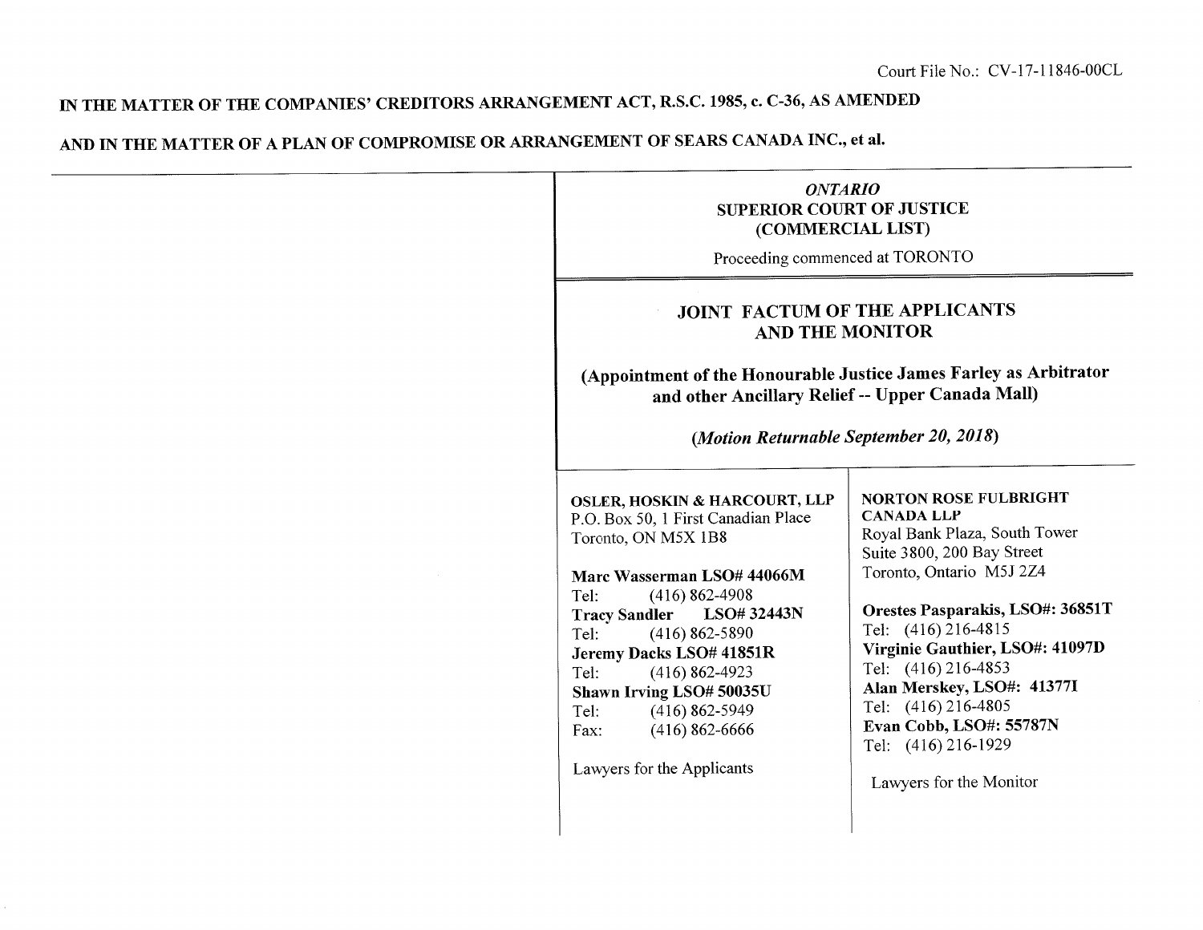Court File No.: CV-17-11846-00CL

**IN THE MATTER OF THE COMPANIES' CREDITORS ARRANGEMENT ACT, R.S.C. 1985, c. C-36, AS AMENDED**

**AND IN THE MATTER OF A PLAN OF COMPROMISE OR ARRANGEMENT OF SEARS CANADA INC., et al.**

***ONTARIO***
**SUPERIOR COURT OF JUSTICE**
**(COMMERCIAL LIST)**

Proceeding commenced at TORONTO

## JOINT FACTUM OF THE APPLICANTS AND THE MONITOR

**(Appointment of the Honourable Justice James Farley as Arbitrator and other Ancillary Relief -- Upper Canada Mall)**

**(*Motion Returnable September 20, 2018*)**

**OSLER, HOSKIN & HARCOURT, LLP**
P.O. Box 50, 1 First Canadian Place
Toronto, ON M5X 1B8

**Marc Wasserman LSO# 44066M**
Tel: (416) 862-4908
**Tracy Sandler LSO# 32443N**
Tel: (416) 862-5890
**Jeremy Dacks LSO# 41851R**
Tel: (416) 862-4923
**Shawn Irving LSO# 50035U**
Tel: (416) 862-5949
Fax: (416) 862-6666

Lawyers for the Applicants

**NORTON ROSE FULBRIGHT CANADA LLP**
Royal Bank Plaza, South Tower
Suite 3800, 200 Bay Street
Toronto, Ontario M5J 2Z4

**Orestes Pasparakis, LSO#: 36851T**
Tel: (416) 216-4815
**Virginie Gauthier, LSO#: 41097D**
Tel: (416) 216-4853
**Alan Merskey, LSO#: 41377I**
Tel: (416) 216-4805
**Evan Cobb, LSO#: 55787N**
Tel: (416) 216-1929

Lawyers for the Monitor